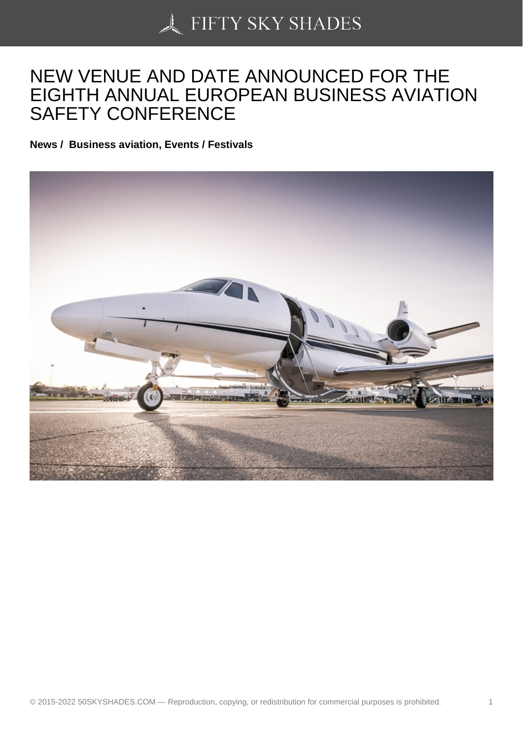# NEW VENUE AND DATE ANNOUNCED FOR THE EIGHTH ANNUAL EUROPEAN BUSINESS AVIATION SAFETY CONFERENCE

**News / Business aviation, Events / Festivals**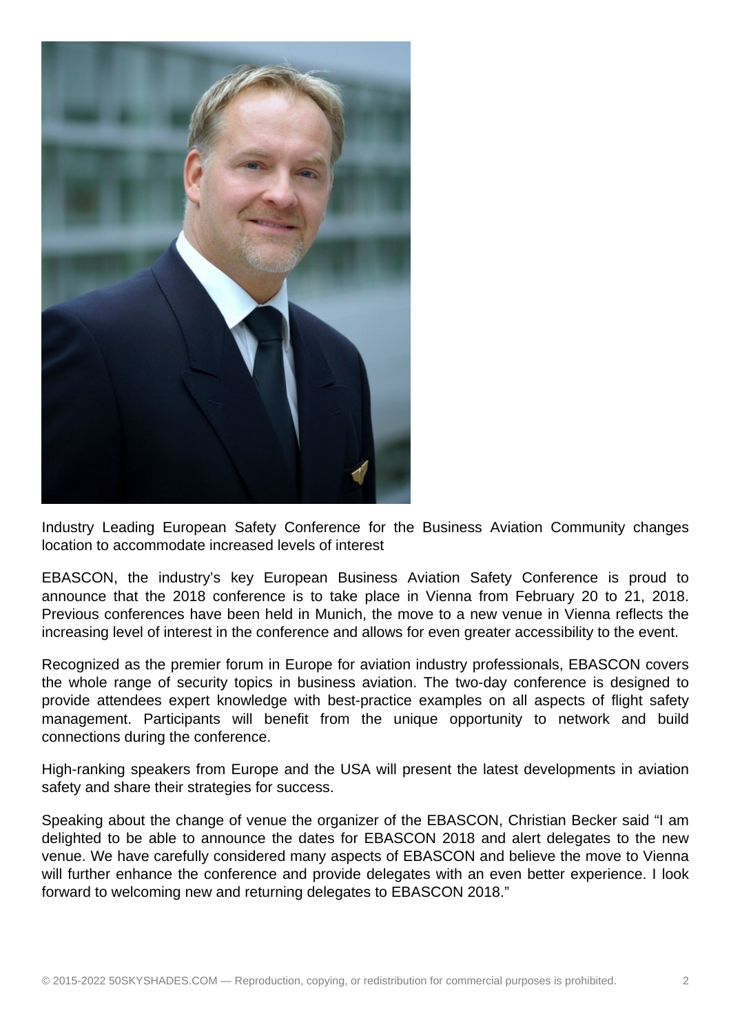Industry Leading European Safety Conference for the Business Aviation Community changes location to accommodate increased levels of interest

EBASCON, the industry's key European Business Aviation Safety Conference is proud to announce that the 2018 conference is to take place in Vienna from February 20 to 21, 2018. Previous conferences have been held in Munich, the move to a new venue in Vienna reflects the increasing level of interest in the conference and allows for even greater accessibility to the event.

Recognized as the premier forum in Europe for aviation industry professionals, EBASCON covers the whole range of security topics in business aviation. The two-day conference is designed to provide attendees expert knowledge with best-practice examples on all aspects of flight safety management. Participants will benefit from the unique opportunity to network and build connections during the conference.

High-ranking speakers from Europe and the USA will present the latest developments in aviation safety and share their strategies for success.

Speaking about the change of venue the organizer of the EBASCON, Christian Becker said "I am delighted to be able to announce the dates for EBASCON 2018 and alert delegates to the new venue. We have carefully considered many aspects of EBASCON and believe the move to Vienna will further enhance the conference and provide delegates with an even better experience. I look forward to welcoming new and returning delegates to EBASCON 2018."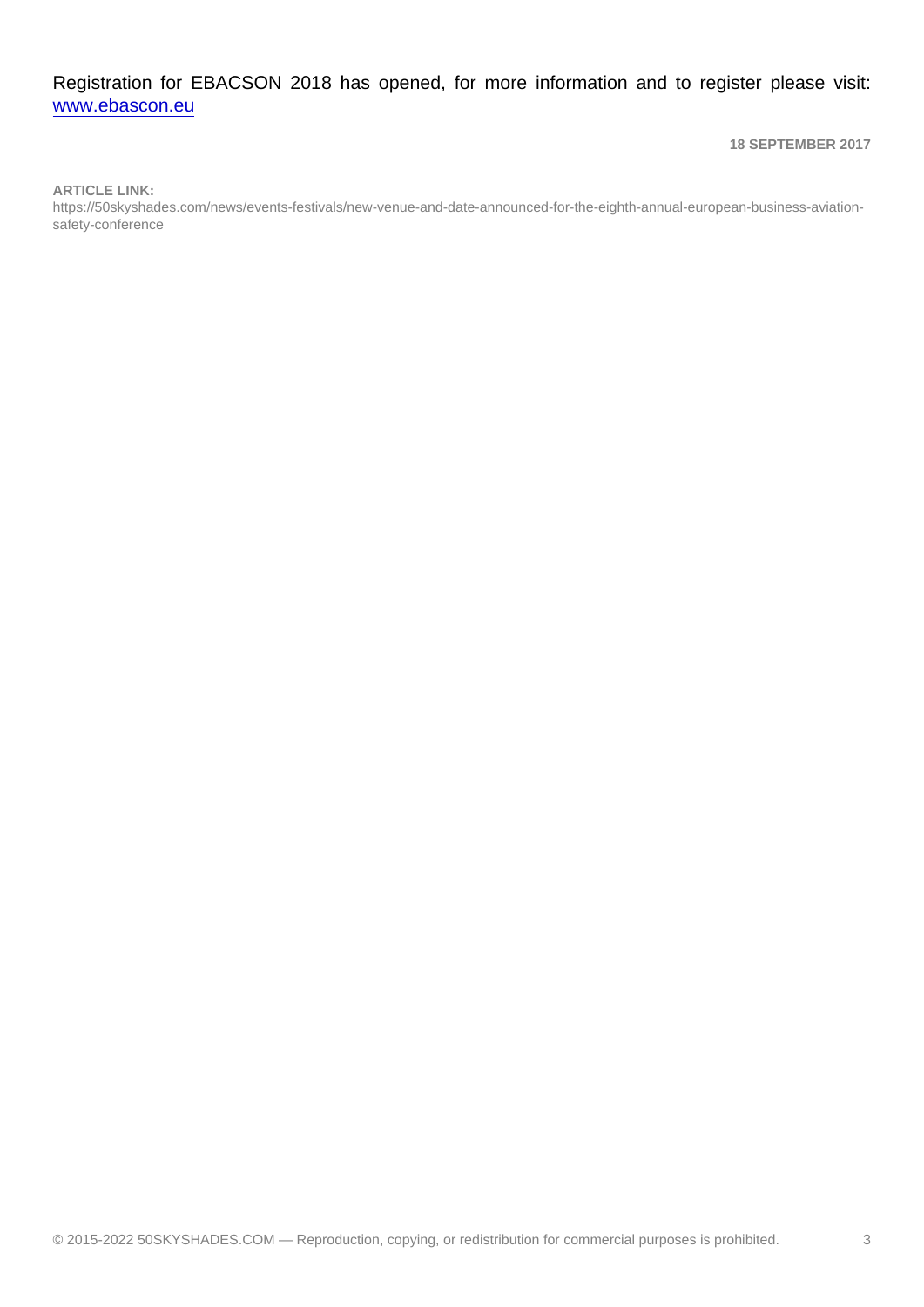Registration for EBACSON 2018 has opened, for more information and to register please visit: [www.ebascon.eu](http://www.ebascon.eu)

**18 SEPTEMBER 2017**

**ARTICLE LINK:**
https://50skyshades.com/news/events-festivals/new-venue-and-date-announced-for-the-eighth-annual-european-business-aviation-safety-conference